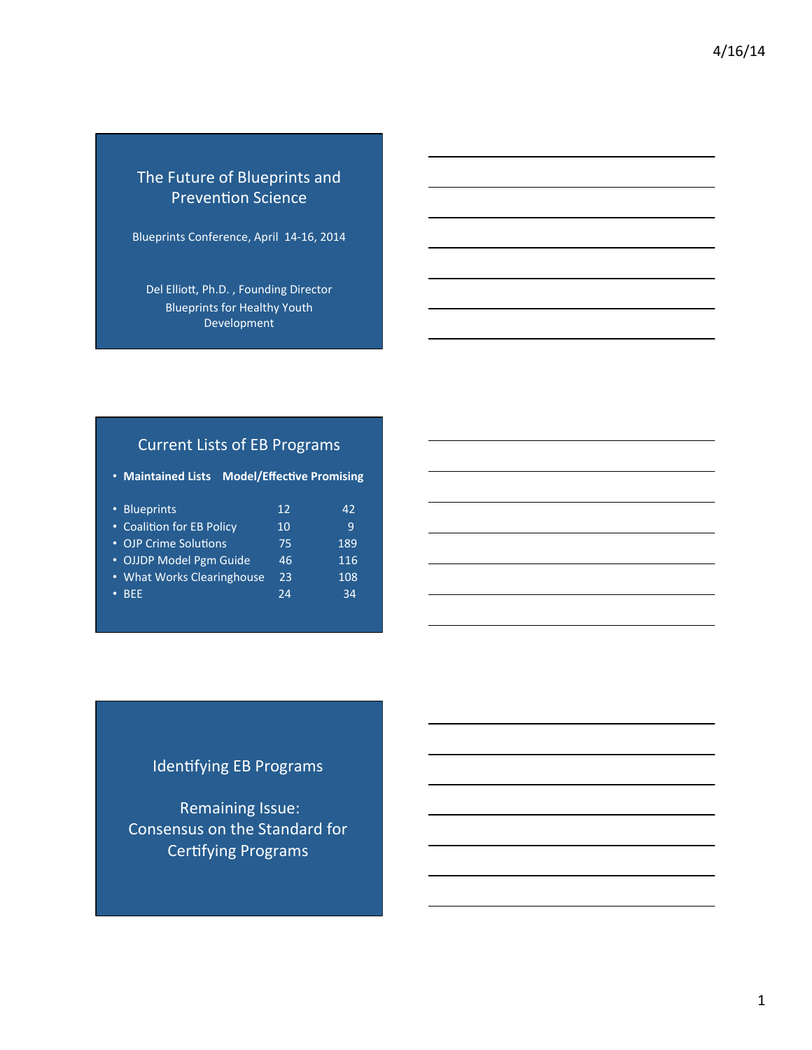## The Future of Blueprints and Prevention Science

Blueprints Conference, April 14-16, 2014

Del Elliott, Ph.D. , Founding Director
Blueprints for Healthy Youth Development

## Current Lists of EB Programs

| Maintained Lists | Model/Effective | Promising |
|---|---|---|
| Blueprints | 12 | 42 |
| Coalition for EB Policy | 10 | 9 |
| OJP Crime Solutions | 75 | 189 |
| OJJDP Model Pgm Guide | 46 | 116 |
| What Works Clearinghouse | 23 | 108 |
| BEE | 24 | 34 |

## Identifying EB Programs

Remaining Issue:
Consensus on the Standard for Certifying Programs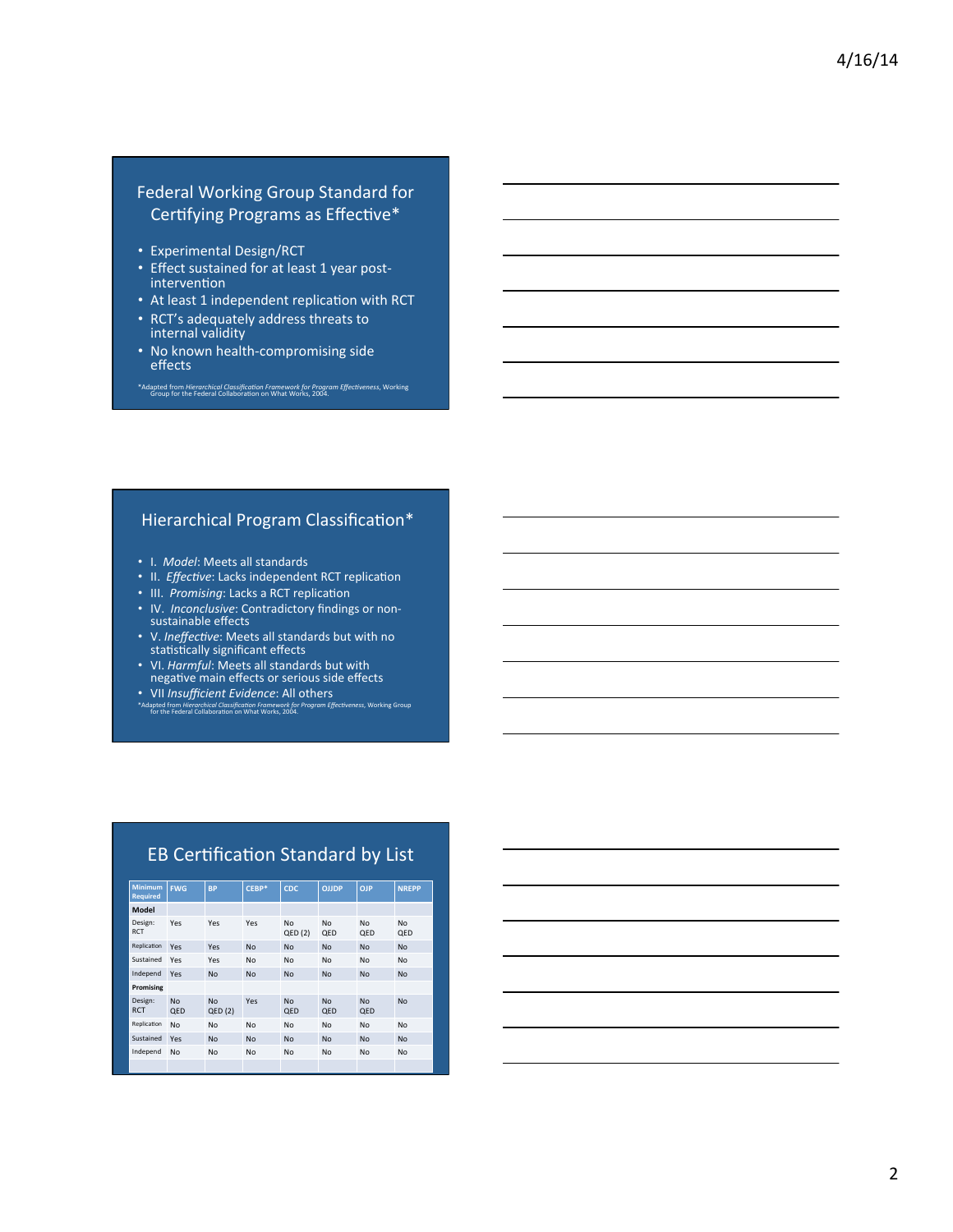## Federal Working Group Standard for Certifying Programs as Effective*

- Experimental Design/RCT
- Effect sustained for at least 1 year post-intervention
- At least 1 independent replication with RCT
- RCT's adequately address threats to internal validity
- No known health-compromising side effects

*Adapted from *Hierarchical Classification Framework for Program Effectiveness*, Working Group for the Federal Collaboration on What Works, 2004.

## Hierarchical Program Classification*

- I. *Model*: Meets all standards
- II. *Effective*: Lacks independent RCT replication
- III. *Promising*: Lacks a RCT replication
- IV. *Inconclusive*: Contradictory findings or non-sustainable effects
- V. *Ineffective*: Meets all standards but with no statistically significant effects
- VI. *Harmful*: Meets all standards but with negative main effects or serious side effects
- VII *Insufficient Evidence*: All others

*Adapted from *Hierarchical Classification Framework for Program Effectiveness*, Working Group for the Federal Collaboration on What Works, 2004.

## EB Certification Standard by List

| Minimum Required | FWG | BP | CEBP* | CDC | OJJDP | OJP | NREPP |
|---|---|---|---|---|---|---|---|
| **Model** | | | | | | | |
| Design: RCT | Yes | Yes | Yes | No QED (2) | No QED | No QED | No QED |
| Replication | Yes | Yes | No | No | No | No | No |
| Sustained | Yes | Yes | No | No | No | No | No |
| Independ | Yes | No | No | No | No | No | No |
| **Promising** | | | | | | | |
| Design: RCT | No QED | No QED (2) | Yes | No QED | No QED | No QED | No |
| Replication | No | No | No | No | No | No | No |
| Sustained | Yes | No | No | No | No | No | No |
| Independ | No | No | No | No | No | No | No |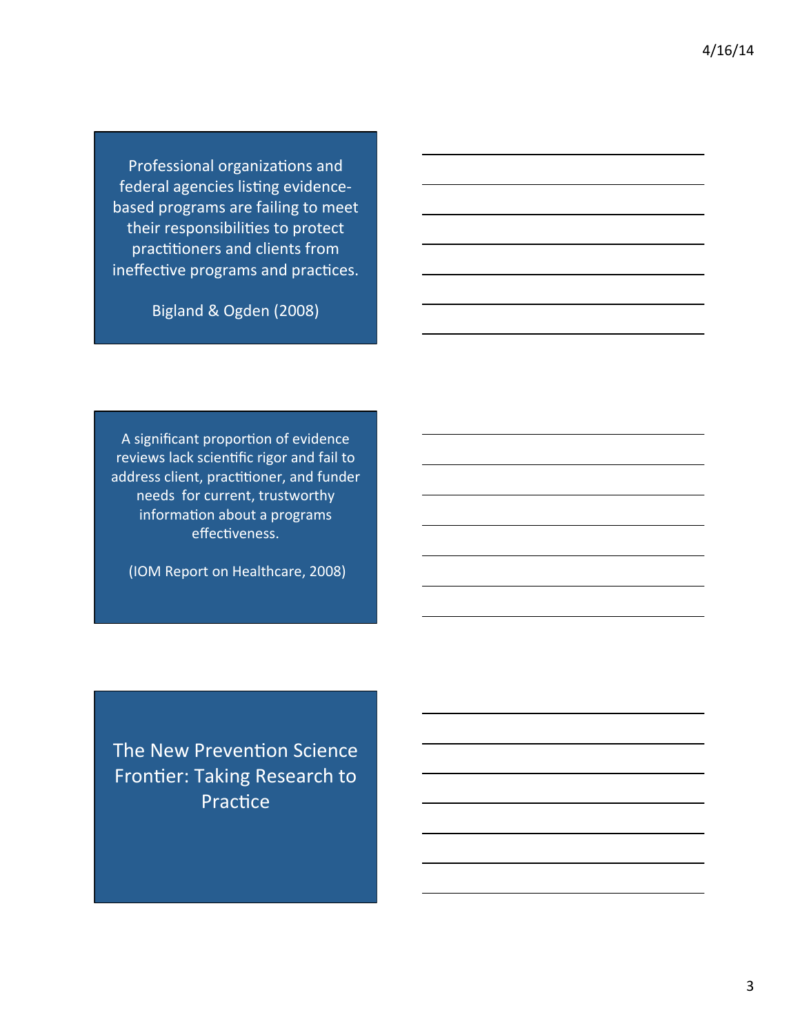Professional organizations and federal agencies listing evidence-based programs are failing to meet their responsibilities to protect practitioners and clients from ineffective programs and practices.

Bigland & Ogden (2008)

A significant proportion of evidence reviews lack scientific rigor and fail to address client, practitioner, and funder needs for current, trustworthy information about a programs effectiveness.

(IOM Report on Healthcare, 2008)

## The New Prevention Science Frontier: Taking Research to Practice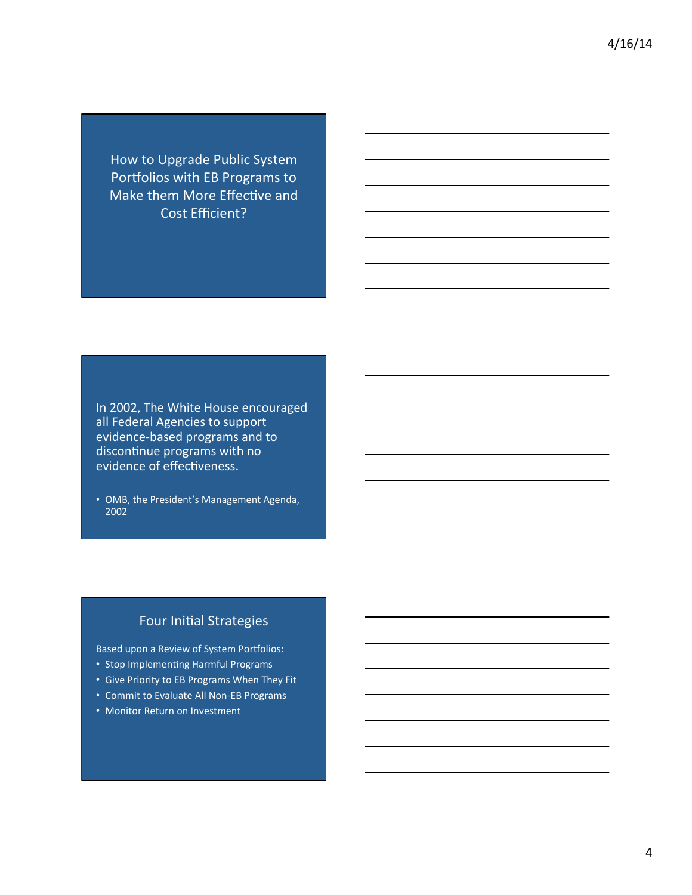## How to Upgrade Public System Portfolios with EB Programs to Make them More Effective and Cost Efficient?

In 2002, The White House encouraged all Federal Agencies to support evidence-based programs and to discontinue programs with no evidence of effectiveness.

- OMB, the President's Management Agenda, 2002

## Four Initial Strategies

Based upon a Review of System Portfolios:

- Stop Implementing Harmful Programs
- Give Priority to EB Programs When They Fit
- Commit to Evaluate All Non-EB Programs
- Monitor Return on Investment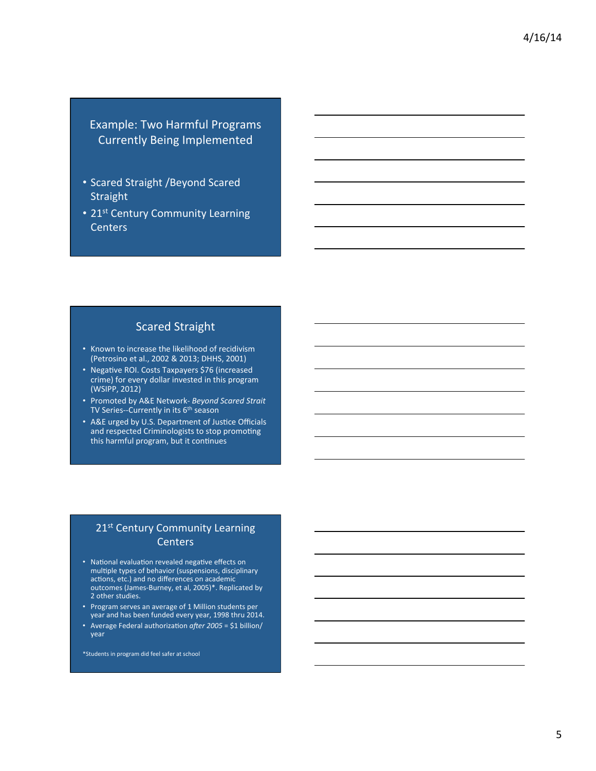## Example: Two Harmful Programs Currently Being Implemented

- Scared Straight /Beyond Scared Straight
- 21st Century Community Learning Centers

## Scared Straight

- Known to increase the likelihood of recidivism (Petrosino et al., 2002 & 2013; DHHS, 2001)
- Negative ROI. Costs Taxpayers $76 (increased crime) for every dollar invested in this program (WSIPP, 2012)
- Promoted by A&E Network- *Beyond Scared Strait* TV Series--Currently in its 6th season
- A&E urged by U.S. Department of Justice Officials and respected Criminologists to stop promoting this harmful program, but it continues

## 21st Century Community Learning Centers

- National evaluation revealed negative effects on multiple types of behavior (suspensions, disciplinary actions, etc.) and no differences on academic outcomes (James-Burney, et al, 2005)*. Replicated by 2 other studies.
- Program serves an average of 1 Million students per year and has been funded every year, 1998 thru 2014.
- Average Federal authorization *after 2005* = $1 billion/year

*Students in program did feel safer at school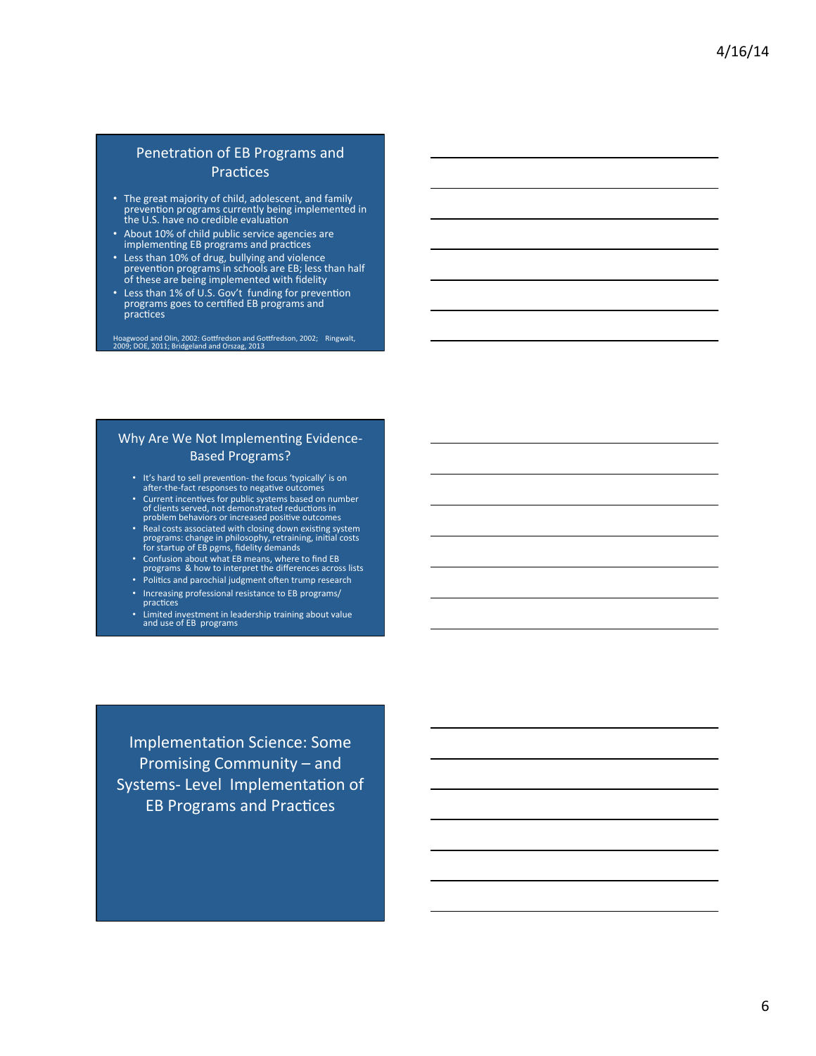## Penetration of EB Programs and Practices

- The great majority of child, adolescent, and family prevention programs currently being implemented in the U.S. have no credible evaluation
- About 10% of child public service agencies are implementing EB programs and practices
- Less than 10% of drug, bullying and violence prevention programs in schools are EB; less than half of these are being implemented with fidelity
- Less than 1% of U.S. Gov't funding for prevention programs goes to certified EB programs and practices

Hoagwood and Olin, 2002: Gottfredson and Gottfredson, 2002; Ringwalt, 2009; DOE, 2011; Bridgeland and Orszag, 2013

## Why Are We Not Implementing Evidence-Based Programs?

- It's hard to sell prevention- the focus 'typically' is on after-the-fact responses to negative outcomes
- Current incentives for public systems based on number of clients served, not demonstrated reductions in problem behaviors or increased positive outcomes
- Real costs associated with closing down existing system programs: change in philosophy, retraining, initial costs for startup of EB pgms, fidelity demands
- Confusion about what EB means, where to find EB programs & how to interpret the differences across lists
- Politics and parochial judgment often trump research
- Increasing professional resistance to EB programs/practices
- Limited investment in leadership training about value and use of EB programs

## Implementation Science: Some Promising Community – and Systems- Level Implementation of EB Programs and Practices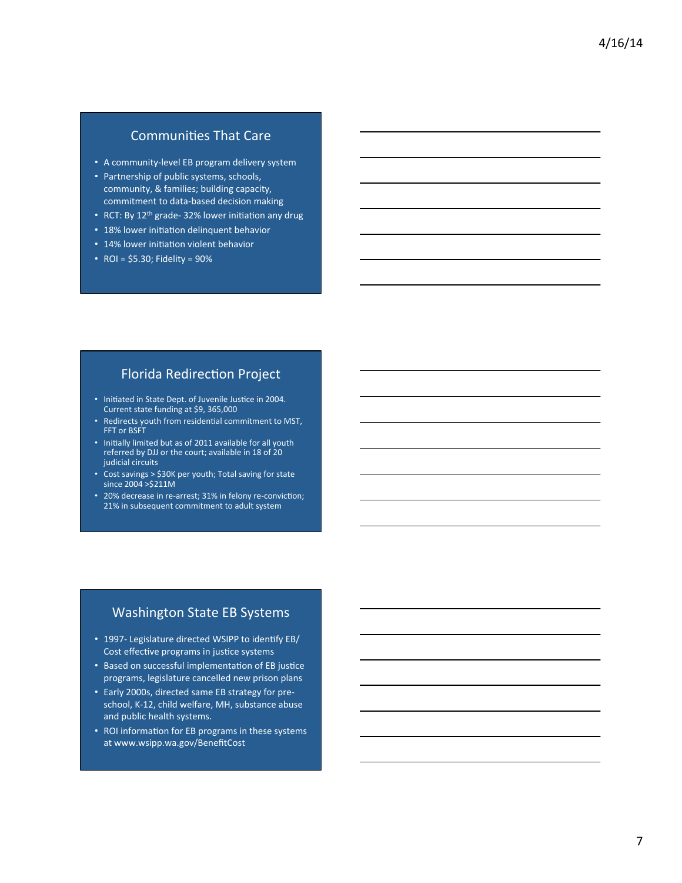## Communities That Care

- A community-level EB program delivery system
- Partnership of public systems, schools, community, & families; building capacity, commitment to data-based decision making
- RCT: By 12th grade- 32% lower initiation any drug
- 18% lower initiation delinquent behavior
- 14% lower initiation violent behavior
- ROI = $5.30; Fidelity = 90%

## Florida Redirection Project

- Initiated in State Dept. of Juvenile Justice in 2004. Current state funding at $9, 365,000
- Redirects youth from residential commitment to MST, FFT or BSFT
- Initially limited but as of 2011 available for all youth referred by DJJ or the court; available in 18 of 20 judicial circuits
- Cost savings > $30K per youth; Total saving for state since 2004 >$211M
- 20% decrease in re-arrest; 31% in felony re-conviction; 21% in subsequent commitment to adult system

## Washington State EB Systems

- 1997- Legislature directed WSIPP to identify EB/ Cost effective programs in justice systems
- Based on successful implementation of EB justice programs, legislature cancelled new prison plans
- Early 2000s, directed same EB strategy for pre-school, K-12, child welfare, MH, substance abuse and public health systems.
- ROI information for EB programs in these systems at www.wsipp.wa.gov/BenefitCost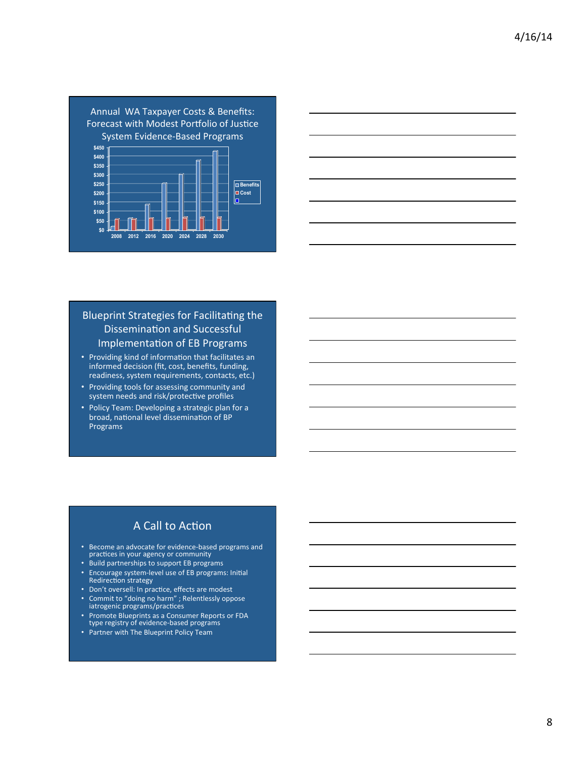## Annual WA Taxpayer Costs & Benefits: Forecast with Modest Portfolio of Justice System Evidence-Based Programs

| Year | Benefits | Cost |
| --- | --- | --- |
| 2008 | | |
| 2012 | | |
| 2016 | | |
| 2020 | | |
| 2024 | | |
| 2028 | | |
| 2030 | | |

## Blueprint Strategies for Facilitating the Dissemination and Successful Implementation of EB Programs

- Providing kind of information that facilitates an informed decision (fit, cost, benefits, funding, readiness, system requirements, contacts, etc.)
- Providing tools for assessing community and system needs and risk/protective profiles
- Policy Team: Developing a strategic plan for a broad, national level dissemination of BP Programs

## A Call to Action

- Become an advocate for evidence-based programs and practices in your agency or community
- Build partnerships to support EB programs
- Encourage system-level use of EB programs: Initial Redirection strategy
- Don't oversell: In practice, effects are modest
- Commit to "doing no harm" ; Relentlessly oppose iatrogenic programs/practices
- Promote Blueprints as a Consumer Reports or FDA type registry of evidence-based programs
- Partner with The Blueprint Policy Team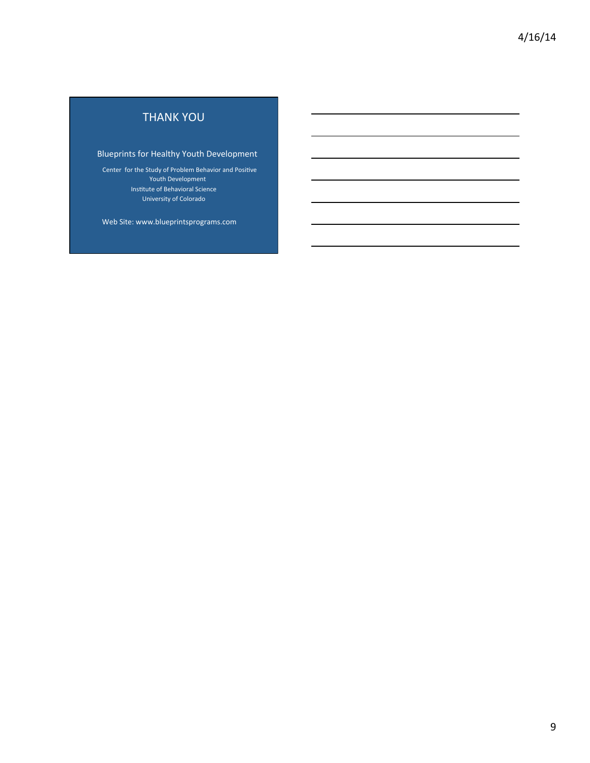# THANK YOU

Blueprints for Healthy Youth Development

Center for the Study of Problem Behavior and Positive Youth Development
Institute of Behavioral Science
University of Colorado

Web Site: www.blueprintsprograms.com